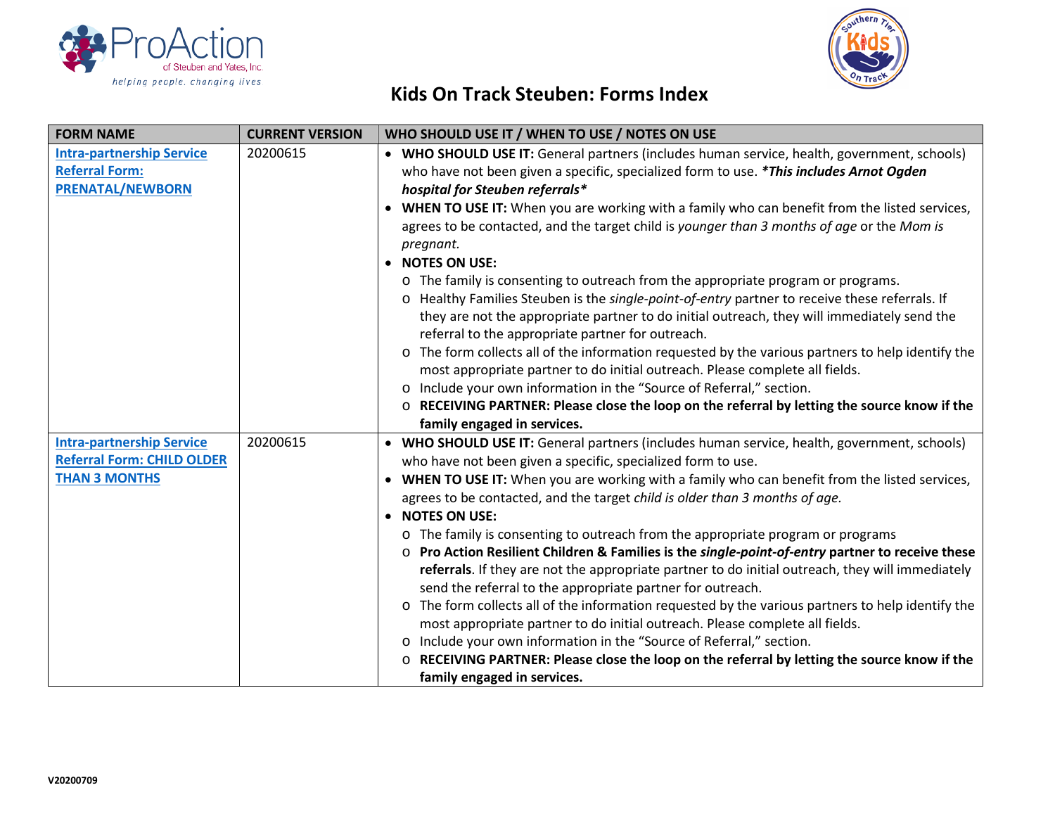# Kids On Track Steuben: Forms Index

| FORM NAME | CURRENT VERSION | WHO SHOULD USE IT / WHEN TO USE / NOTES ON USE |
|---|---|---|
| Intra-partnership Service Referral Form: PRENATAL/NEWBORN | 20200615 | • **WHO SHOULD USE IT:** General partners (includes human service, health, government, schools) who have not been given a specific, specialized form to use. ***\*This includes Arnot Ogden hospital for Steuben referrals\**** <br>• **WHEN TO USE IT:** When you are working with a family who can benefit from the listed services, agrees to be contacted, and the target child is *younger than 3 months of age* or the *Mom is pregnant.* <br>• **NOTES ON USE:** <br>o The family is consenting to outreach from the appropriate program or programs. <br>o Healthy Families Steuben is the *single-point-of-entry* partner to receive these referrals. If they are not the appropriate partner to do initial outreach, they will immediately send the referral to the appropriate partner for outreach. <br>o The form collects all of the information requested by the various partners to help identify the most appropriate partner to do initial outreach. Please complete all fields. <br>o Include your own information in the "Source of Referral," section. <br>o **RECEIVING PARTNER: Please close the loop on the referral by letting the source know if the family engaged in services.** |
| Intra-partnership Service Referral Form: CHILD OLDER THAN 3 MONTHS | 20200615 | • **WHO SHOULD USE IT:** General partners (includes human service, health, government, schools) who have not been given a specific, specialized form to use. <br>• **WHEN TO USE IT:** When you are working with a family who can benefit from the listed services, agrees to be contacted, and the target *child is older than 3 months of age.* <br>• **NOTES ON USE:** <br>o The family is consenting to outreach from the appropriate program or programs <br>o **Pro Action Resilient Children & Families is the *single-point-of-entry* partner to receive these referrals**. If they are not the appropriate partner to do initial outreach, they will immediately send the referral to the appropriate partner for outreach. <br>o The form collects all of the information requested by the various partners to help identify the most appropriate partner to do initial outreach. Please complete all fields. <br>o Include your own information in the "Source of Referral," section. <br>o **RECEIVING PARTNER: Please close the loop on the referral by letting the source know if the family engaged in services.** |

V20200709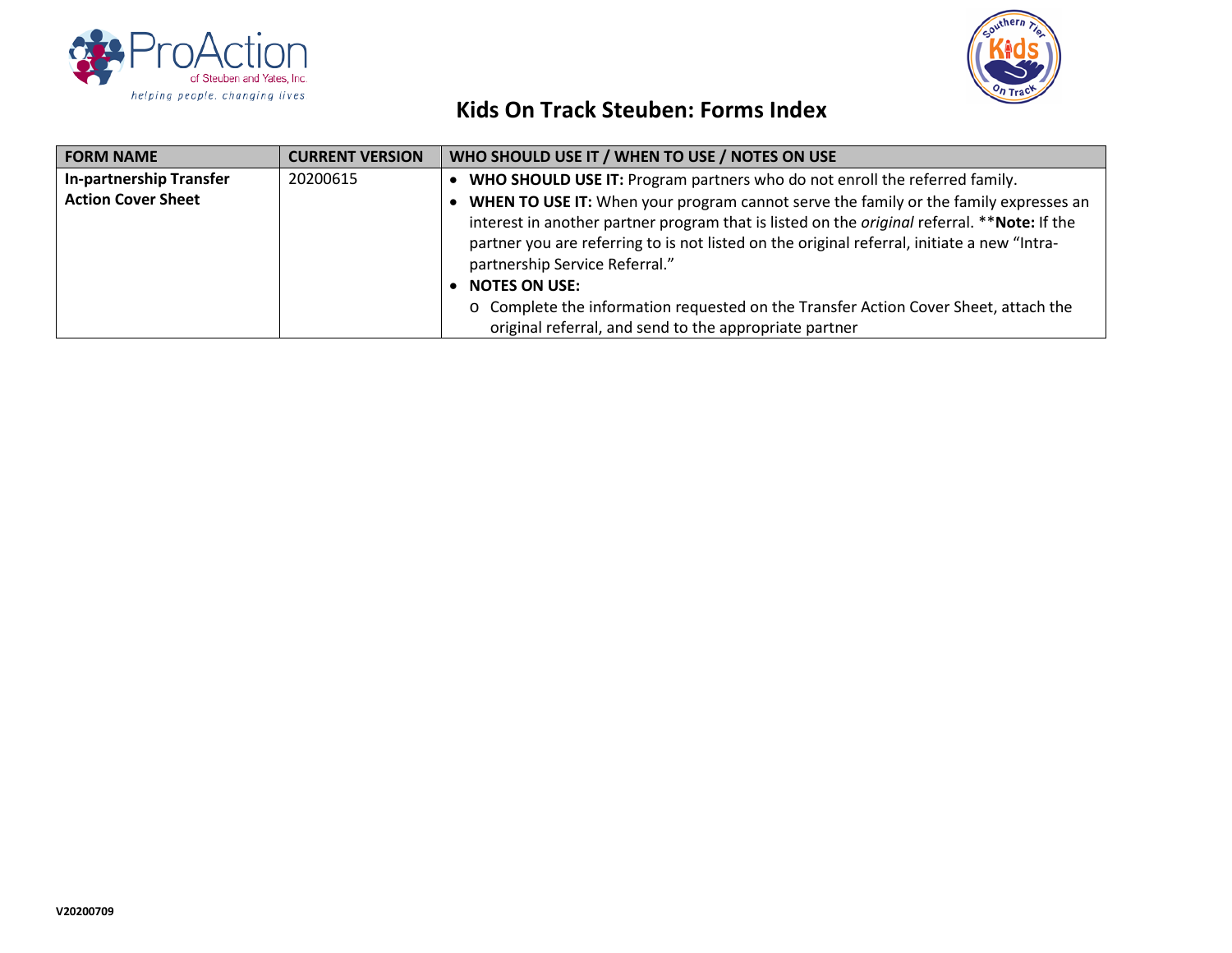# Kids On Track Steuben: Forms Index

| FORM NAME | CURRENT VERSION | WHO SHOULD USE IT / WHEN TO USE / NOTES ON USE |
| --- | --- | --- |
| **In-partnership Transfer Action Cover Sheet** | 20200615 | • **WHO SHOULD USE IT:** Program partners who do not enroll the referred family.<br>• **WHEN TO USE IT:** When your program cannot serve the family or the family expresses an interest in another partner program that is listed on the *original* referral. **__Note:__** If the partner you are referring to is not listed on the original referral, initiate a new "Intra-partnership Service Referral."<br>• **NOTES ON USE:**<br>&nbsp;&nbsp;o Complete the information requested on the Transfer Action Cover Sheet, attach the original referral, and send to the appropriate partner |

**V20200709**